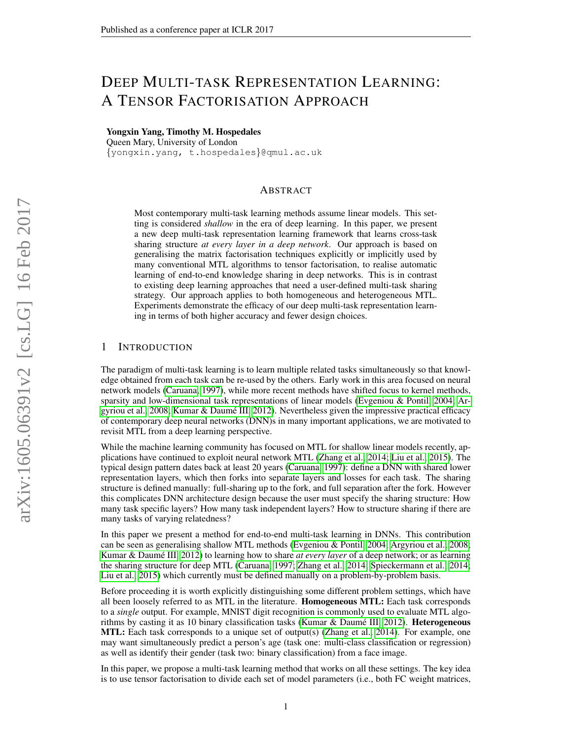# Deep Multi-task Representation Learning: A Tensor Factorisation Approach

**Yongxin Yang, Timothy M. Hospedales**
Queen Mary, University of London
{yongxin.yang, t.hospedales}@qmul.ac.uk

## Abstract

Most contemporary multi-task learning methods assume linear models. This setting is considered *shallow* in the era of deep learning. In this paper, we present a new deep multi-task representation learning framework that learns cross-task sharing structure *at every layer in a deep network*. Our approach is based on generalising the matrix factorisation techniques explicitly or implicitly used by many conventional MTL algorithms to tensor factorisation, to realise automatic learning of end-to-end knowledge sharing in deep networks. This is in contrast to existing deep learning approaches that need a user-defined multi-task sharing strategy. Our approach applies to both homogeneous and heterogeneous MTL. Experiments demonstrate the efficacy of our deep multi-task representation learning in terms of both higher accuracy and fewer design choices.

## 1 Introduction

The paradigm of multi-task learning is to learn multiple related tasks simultaneously so that knowledge obtained from each task can be re-used by the others. Early work in this area focused on neural network models (Caruana, 1997), while more recent methods have shifted focus to kernel methods, sparsity and low-dimensional task representations of linear models (Evgeniou & Pontil, 2004; Argyriou et al., 2008; Kumar & Daumé III, 2012). Nevertheless given the impressive practical efficacy of contemporary deep neural networks (DNN)s in many important applications, we are motivated to revisit MTL from a deep learning perspective.

While the machine learning community has focused on MTL for shallow linear models recently, applications have continued to exploit neural network MTL (Zhang et al., 2014; Liu et al., 2015). The typical design pattern dates back at least 20 years (Caruana, 1997): define a DNN with shared lower representation layers, which then forks into separate layers and losses for each task. The sharing structure is defined manually: full-sharing up to the fork, and full separation after the fork. However this complicates DNN architecture design because the user must specify the sharing structure: How many task specific layers? How many task independent layers? How to structure sharing if there are many tasks of varying relatedness?

In this paper we present a method for end-to-end multi-task learning in DNNs. This contribution can be seen as generalising shallow MTL methods (Evgeniou & Pontil, 2004; Argyriou et al., 2008; Kumar & Daumé III, 2012) to learning how to share *at every layer* of a deep network; or as learning the sharing structure for deep MTL (Caruana, 1997; Zhang et al., 2014; Spieckermann et al., 2014; Liu et al., 2015) which currently must be defined manually on a problem-by-problem basis.

Before proceeding it is worth explicitly distinguishing some different problem settings, which have all been loosely referred to as MTL in the literature. **Homogeneous MTL:** Each task corresponds to a *single* output. For example, MNIST digit recognition is commonly used to evaluate MTL algorithms by casting it as 10 binary classification tasks (Kumar & Daumé III, 2012). **Heterogeneous MTL:** Each task corresponds to a unique set of output(s) (Zhang et al., 2014). For example, one may want simultaneously predict a person's age (task one: multi-class classification or regression) as well as identify their gender (task two: binary classification) from a face image.

In this paper, we propose a multi-task learning method that works on all these settings. The key idea is to use tensor factorisation to divide each set of model parameters (i.e., both FC weight matrices,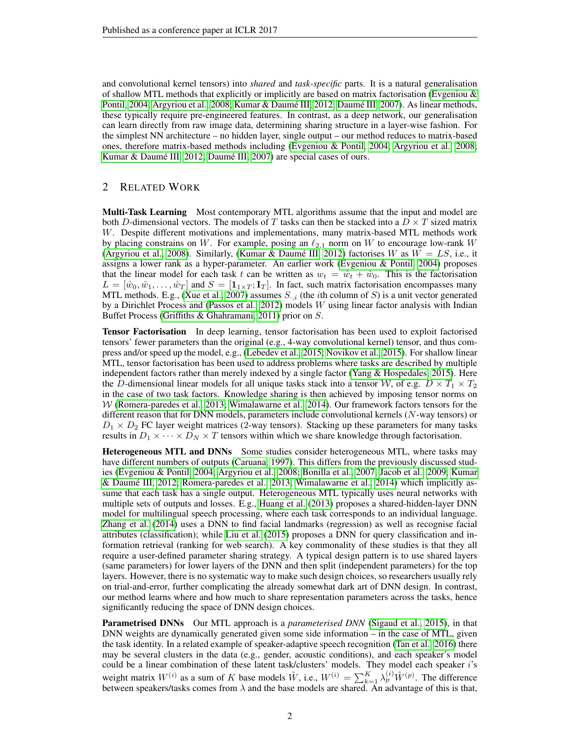and convolutional kernel tensors) into *shared* and *task-specific* parts. It is a natural generalisation of shallow MTL methods that explicitly or implicitly are based on matrix factorisation (Evgeniou & Pontil, 2004; Argyriou et al., 2008; Kumar & Daumé III, 2012; Daumé III, 2007). As linear methods, these typically require pre-engineered features. In contrast, as a deep network, our generalisation can learn directly from raw image data, determining sharing structure in a layer-wise fashion. For the simplest NN architecture – no hidden layer, single output – our method reduces to matrix-based ones, therefore matrix-based methods including (Evgeniou & Pontil, 2004; Argyriou et al., 2008; Kumar & Daumé III, 2012; Daumé III, 2007) are special cases of ours.

## 2 Related Work

**Multi-Task Learning** Most contemporary MTL algorithms assume that the input and model are both $D$-dimensional vectors. The models of $T$ tasks can then be stacked into a $D \times T$ sized matrix $W$. Despite different motivations and implementations, many matrix-based MTL methods work by placing constrains on $W$. For example, posing an $\ell_{2,1}$ norm on $W$ to encourage low-rank $W$ (Argyriou et al., 2008). Similarly, (Kumar & Daumé III, 2012) factorises $W$ as $W = LS$, i.e., it assigns a lower rank as a hyper-parameter. An earlier work (Evgeniou & Pontil, 2004) proposes that the linear model for each task $t$ can be written as $w_t = \hat{w}_t + \hat{w}_0$. This is the factorisation $L = [\hat{w}_0, \hat{w}_1, \ldots, \hat{w}_T]$ and $S = [\mathbf{1}_{1\times T}; \mathbf{I}_T]$. In fact, such matrix factorisation encompasses many MTL methods. E.g., (Xue et al., 2007) assumes $S_{\cdot,i}$ (the $i$th column of $S$) is a unit vector generated by a Dirichlet Process and (Passos et al., 2012) models $W$ using linear factor analysis with Indian Buffet Process (Griffiths & Ghahramani, 2011) prior on $S$.

**Tensor Factorisation** In deep learning, tensor factorisation has been used to exploit factorised tensors' fewer parameters than the original (e.g., 4-way convolutional kernel) tensor, and thus compress and/or speed up the model, e.g., (Lebedev et al., 2015; Novikov et al., 2015). For shallow linear MTL, tensor factorisation has been used to address problems where tasks are described by multiple independent factors rather than merely indexed by a single factor (Yang & Hospedales, 2015). Here the $D$-dimensional linear models for all unique tasks stack into a tensor $\mathcal{W}$, of e.g. $D \times T_1 \times T_2$ in the case of two task factors. Knowledge sharing is then achieved by imposing tensor norms on $\mathcal{W}$ (Romera-paredes et al., 2013; Wimalawarne et al., 2014). Our framework factors tensors for the different reason that for DNN models, parameters include convolutional kernels ($N$-way tensors) or $D_1 \times D_2$ FC layer weight matrices (2-way tensors). Stacking up these parameters for many tasks results in $D_1 \times \cdots \times D_N \times T$ tensors within which we share knowledge through factorisation.

**Heterogeneous MTL and DNNs** Some studies consider heterogeneous MTL, where tasks may have different numbers of outputs (Caruana, 1997). This differs from the previously discussed studies (Evgeniou & Pontil, 2004; Argyriou et al., 2008; Bonilla et al., 2007; Jacob et al., 2009; Kumar & Daumé III, 2012; Romera-paredes et al., 2013; Wimalawarne et al., 2014) which implicitly assume that each task has a single output. Heterogeneous MTL typically uses neural networks with multiple sets of outputs and losses. E.g., Huang et al. (2013) proposes a shared-hidden-layer DNN model for multilingual speech processing, where each task corresponds to an individual language. Zhang et al. (2014) uses a DNN to find facial landmarks (regression) as well as recognise facial attributes (classification); while Liu et al. (2015) proposes a DNN for query classification and information retrieval (ranking for web search). A key commonality of these studies is that they all require a user-defined parameter sharing strategy. A typical design pattern is to use shared layers (same parameters) for lower layers of the DNN and then split (independent parameters) for the top layers. However, there is no systematic way to make such design choices, so researchers usually rely on trial-and-error, further complicating the already somewhat dark art of DNN design. In contrast, our method learns where and how much to share representation parameters across the tasks, hence significantly reducing the space of DNN design choices.

**Parametrised DNNs** Our MTL approach is a *parameterised DNN* (Sigaud et al., 2015), in that DNN weights are dynamically generated given some side information – in the case of MTL, given the task identity. In a related example of speaker-adaptive speech recognition (Tan et al., 2016) there may be several clusters in the data (e.g., gender, acoustic conditions), and each speaker's model could be a linear combination of these latent task/clusters' models. They model each speaker $i$'s weight matrix $W^{(i)}$ as a sum of $K$ base models $\tilde{W}$, i.e., $W^{(i)} = \sum_{k=1}^{K} \lambda_p^{(i)} \tilde{W}^{(p)}$. The difference between speakers/tasks comes from $\lambda$ and the base models are shared. An advantage of this is that,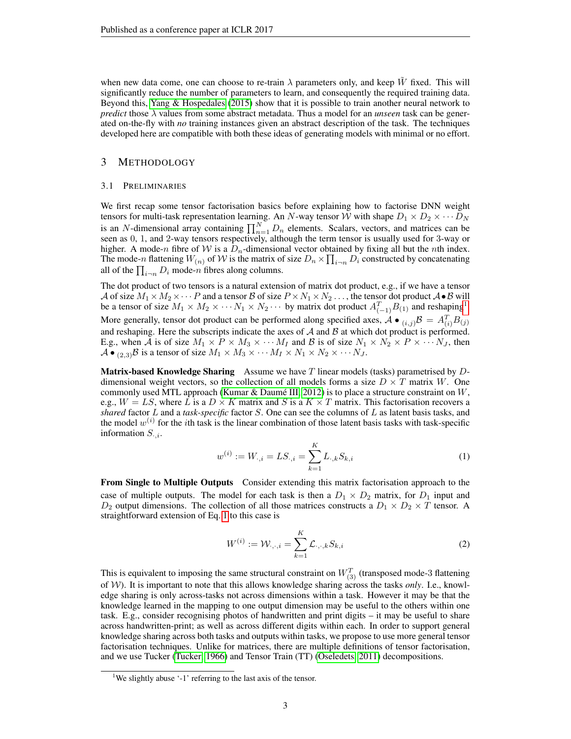when new data come, one can choose to re-train $\lambda$ parameters only, and keep $\tilde{W}$ fixed. This will significantly reduce the number of parameters to learn, and consequently the required training data. Beyond this, Yang & Hospedales (2015) show that it is possible to train another neural network to *predict* those $\lambda$ values from some abstract metadata. Thus a model for an *unseen* task can be generated on-the-fly with *no* training instances given an abstract description of the task. The techniques developed here are compatible with both these ideas of generating models with minimal or no effort.

## 3 Methodology

### 3.1 Preliminaries

We first recap some tensor factorisation basics before explaining how to factorise DNN weight tensors for multi-task representation learning. An $N$-way tensor $\mathcal{W}$ with shape $D_1 \times D_2 \times \cdots D_N$ is an $N$-dimensional array containing $\prod_{n=1}^{N} D_n$ elements. Scalars, vectors, and matrices can be seen as 0, 1, and 2-way tensors respectively, although the term tensor is usually used for 3-way or higher. A mode-$n$ fibre of $\mathcal{W}$ is a $D_n$-dimensional vector obtained by fixing all but the $n$th index. The mode-$n$ flattening $W_{(n)}$ of $\mathcal{W}$ is the matrix of size $D_n \times \prod_{i \neg n} D_i$ constructed by concatenating all of the $\prod_{i \neg n} D_i$ mode-$n$ fibres along columns.

The dot product of two tensors is a natural extension of matrix dot product, e.g., if we have a tensor $\mathcal{A}$ of size $M_1 \times M_2 \times \cdots P$ and a tensor $\mathcal{B}$ of size $P \times N_1 \times N_2 \ldots$, the tensor dot product $\mathcal{A} \bullet \mathcal{B}$ will be a tensor of size $M_1 \times M_2 \times \cdots N_1 \times N_2 \cdots$ by matrix dot product $A_{(-1)}^T B_{(1)}$ and reshaping[1]. More generally, tensor dot product can be performed along specified axes, $\mathcal{A} \bullet_{(i,j)} \mathcal{B} = A_{(i)}^T B_{(j)}$ and reshaping. Here the subscripts indicate the axes of $\mathcal{A}$ and $\mathcal{B}$ at which dot product is performed. E.g., when $\mathcal{A}$ is of size $M_1 \times P \times M_3 \times \cdots M_I$ and $\mathcal{B}$ is of size $N_1 \times N_2 \times P \times \cdots N_J$, then $\mathcal{A} \bullet_{(2,3)} \mathcal{B}$ is a tensor of size $M_1 \times M_3 \times \cdots M_I \times N_1 \times N_2 \times \cdots N_J$.

**Matrix-based Knowledge Sharing** Assume we have $T$ linear models (tasks) parametrised by $D$-dimensional weight vectors, so the collection of all models forms a size $D \times T$ matrix $W$. One commonly used MTL approach (Kumar & Daumé III, 2012) is to place a structure constraint on $W$, e.g., $W = LS$, where $L$ is a $D \times K$ matrix and $S$ is a $K \times T$ matrix. This factorisation recovers a *shared* factor $L$ and a *task-specific* factor $S$. One can see the columns of $L$ as latent basis tasks, and the model $w^{(i)}$ for the $i$th task is the linear combination of those latent basis tasks with task-specific information $S_{\cdot,i}$.

$$w^{(i)} := W_{\cdot,i} = LS_{\cdot,i} = \sum_{k=1}^{K} L_{\cdot,k} S_{k,i} \tag{1}$$

**From Single to Multiple Outputs** Consider extending this matrix factorisation approach to the case of multiple outputs. The model for each task is then a $D_1 \times D_2$ matrix, for $D_1$ input and $D_2$ output dimensions. The collection of all those matrices constructs a $D_1 \times D_2 \times T$ tensor. A straightforward extension of Eq. 1 to this case is

$$W^{(i)} := \mathcal{W}_{\cdot,\cdot,i} = \sum_{k=1}^{K} \mathcal{L}_{\cdot,\cdot,k} S_{k,i} \tag{2}$$

This is equivalent to imposing the same structural constraint on $W_{(3)}^T$ (transposed mode-3 flattening of $\mathcal{W}$). It is important to note that this allows knowledge sharing across the tasks *only*. I.e., knowledge sharing is only across-tasks not across dimensions within a task. However it may be that the knowledge learned in the mapping to one output dimension may be useful to the others within one task. E.g., consider recognising photos of handwritten and print digits – it may be useful to share across handwritten-print; as well as across different digits within each. In order to support general knowledge sharing across both tasks and outputs within tasks, we propose to use more general tensor factorisation techniques. Unlike for matrices, there are multiple definitions of tensor factorisation, and we use Tucker (Tucker, 1966) and Tensor Train (TT) (Oseledets, 2011) decompositions.

[1] We slightly abuse '-1' referring to the last axis of the tensor.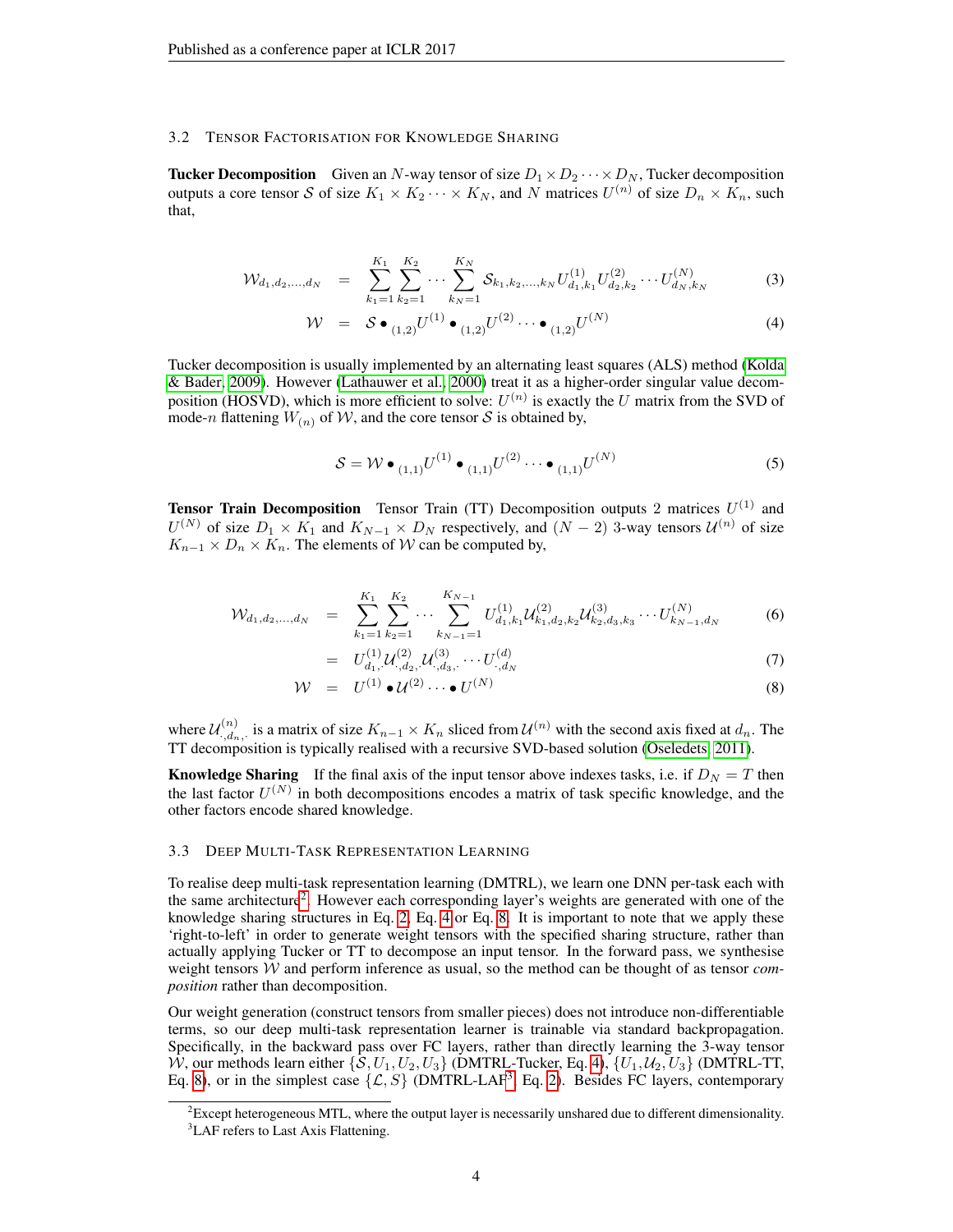### 3.2 Tensor Factorisation for Knowledge Sharing

**Tucker Decomposition** Given an $N$-way tensor of size $D_1 \times D_2 \cdots \times D_N$, Tucker decomposition outputs a core tensor $\mathcal{S}$ of size $K_1 \times K_2 \cdots \times K_N$, and $N$ matrices $U^{(n)}$ of size $D_n \times K_n$, such that,

$$
\mathcal{W}_{d_1,d_2,\ldots,d_N} = \sum_{k_1=1}^{K_1}\sum_{k_2=1}^{K_2}\cdots\sum_{k_N=1}^{K_N} \mathcal{S}_{k_1,k_2,\ldots,k_N} U^{(1)}_{d_1,k_1} U^{(2)}_{d_2,k_2} \cdots U^{(N)}_{d_N,k_N} \tag{3}
$$

$$
\mathcal{W} = \mathcal{S} \bullet_{(1,2)} U^{(1)} \bullet_{(1,2)} U^{(2)} \cdots \bullet_{(1,2)} U^{(N)} \tag{4}
$$

Tucker decomposition is usually implemented by an alternating least squares (ALS) method (Kolda & Bader, 2009). However (Lathauwer et al., 2000) treat it as a higher-order singular value decomposition (HOSVD), which is more efficient to solve: $U^{(n)}$ is exactly the $U$ matrix from the SVD of mode-$n$ flattening $W_{(n)}$ of $\mathcal{W}$, and the core tensor $\mathcal{S}$ is obtained by,

$$
\mathcal{S} = \mathcal{W} \bullet_{(1,1)} U^{(1)} \bullet_{(1,1)} U^{(2)} \cdots \bullet_{(1,1)} U^{(N)} \tag{5}
$$

**Tensor Train Decomposition** Tensor Train (TT) Decomposition outputs 2 matrices $U^{(1)}$ and $U^{(N)}$ of size $D_1 \times K_1$ and $K_{N-1} \times D_N$ respectively, and $(N-2)$ 3-way tensors $\mathcal{U}^{(n)}$ of size $K_{n-1} \times D_n \times K_n$. The elements of $\mathcal{W}$ can be computed by,

$$
\mathcal{W}_{d_1,d_2,\ldots,d_N} = \sum_{k_1=1}^{K_1}\sum_{k_2=1}^{K_2}\cdots\sum_{k_{N-1}=1}^{K_{N-1}} U^{(1)}_{d_1,k_1} \mathcal{U}^{(2)}_{k_1,d_2,k_2} \mathcal{U}^{(3)}_{k_2,d_3,k_3} \cdots U^{(N)}_{k_{N-1},d_N} \tag{6}
$$

$$
= U^{(1)}_{d_1,\cdot} \mathcal{U}^{(2)}_{\cdot,d_2,\cdot} \mathcal{U}^{(3)}_{\cdot,d_3,\cdot} \cdots U^{(d)}_{\cdot,d_N} \tag{7}
$$

$$
\mathcal{W} = U^{(1)} \bullet \mathcal{U}^{(2)} \cdots \bullet U^{(N)} \tag{8}
$$

where $\mathcal{U}^{(n)}_{\cdot,d_n,\cdot}$ is a matrix of size $K_{n-1} \times K_n$ sliced from $\mathcal{U}^{(n)}$ with the second axis fixed at $d_n$. The TT decomposition is typically realised with a recursive SVD-based solution (Oseledets, 2011).

**Knowledge Sharing** If the final axis of the input tensor above indexes tasks, i.e. if $D_N = T$ then the last factor $U^{(N)}$ in both decompositions encodes a matrix of task specific knowledge, and the other factors encode shared knowledge.

### 3.3 Deep Multi-Task Representation Learning

To realise deep multi-task representation learning (DMTRL), we learn one DNN per-task each with the same architecture[2]. However each corresponding layer's weights are generated with one of the knowledge sharing structures in Eq. 2, Eq. 4 or Eq. 8. It is important to note that we apply these 'right-to-left' in order to generate weight tensors with the specified sharing structure, rather than actually applying Tucker or TT to decompose an input tensor. In the forward pass, we synthesise weight tensors $\mathcal{W}$ and perform inference as usual, so the method can be thought of as tensor *composition* rather than decomposition.

Our weight generation (construct tensors from smaller pieces) does not introduce non-differentiable terms, so our deep multi-task representation learner is trainable via standard backpropagation. Specifically, in the backward pass over FC layers, rather than directly learning the 3-way tensor $\mathcal{W}$, our methods learn either $\{\mathcal{S}, U_1, U_2, U_3\}$ (DMTRL-Tucker, Eq. 4), $\{U_1, \mathcal{U}_2, U_3\}$ (DMTRL-TT, Eq. 8), or in the simplest case $\{\mathcal{L}, S\}$ (DMTRL-LAF[3] Eq. 2). Besides FC layers, contemporary

[2] Except heterogeneous MTL, where the output layer is necessarily unshared due to different dimensionality.

[3] LAF refers to Last Axis Flattening.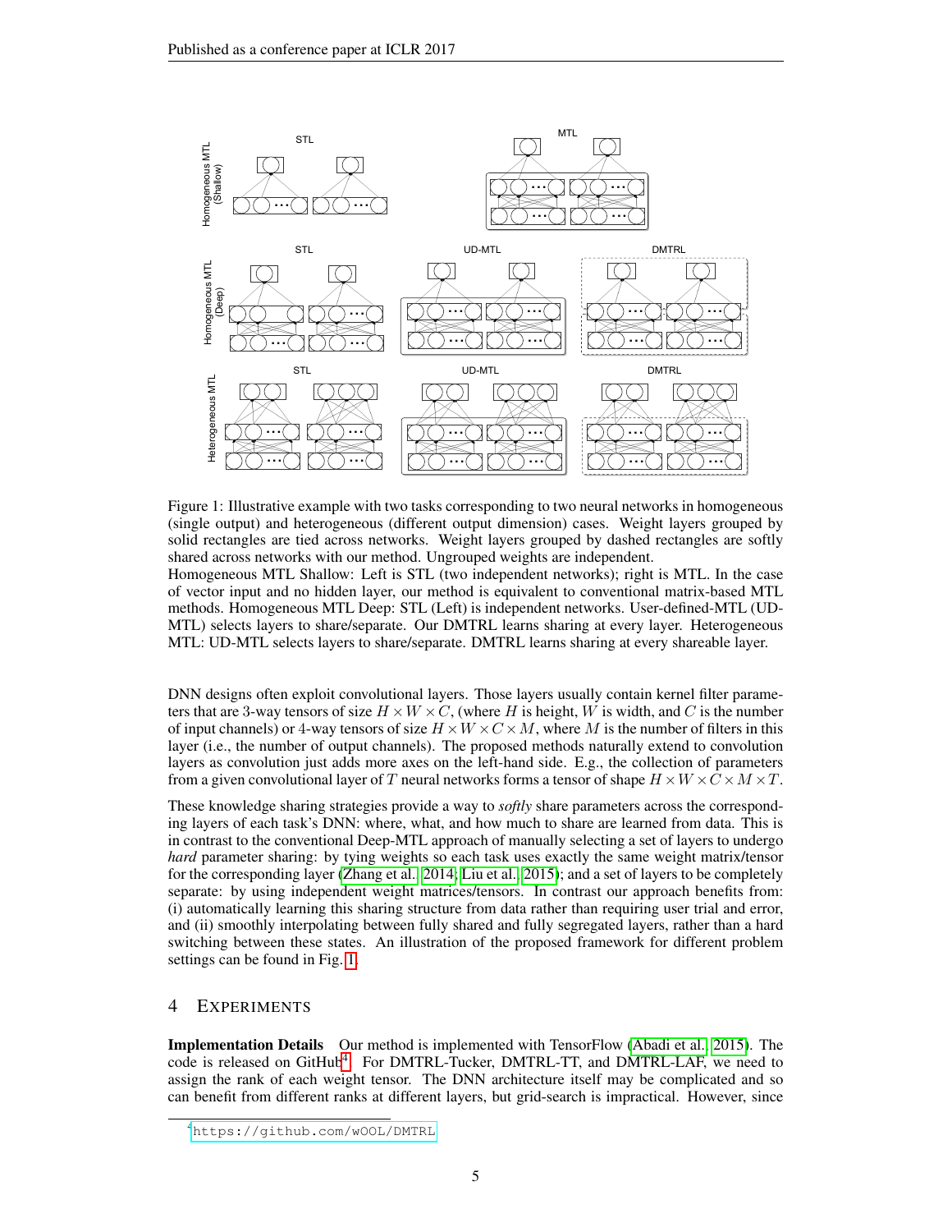Figure 1: Illustrative example with two tasks corresponding to two neural networks in homogeneous (single output) and heterogeneous (different output dimension) cases. Weight layers grouped by solid rectangles are tied across networks. Weight layers grouped by dashed rectangles are softly shared across networks with our method. Ungrouped weights are independent.
Homogeneous MTL Shallow: Left is STL (two independent networks); right is MTL. In the case of vector input and no hidden layer, our method is equivalent to conventional matrix-based MTL methods. Homogeneous MTL Deep: STL (Left) is independent networks. User-defined-MTL (UD-MTL) selects layers to share/separate. Our DMTRL learns sharing at every layer. Heterogeneous MTL: UD-MTL selects layers to share/separate. DMTRL learns sharing at every shareable layer.

DNN designs often exploit convolutional layers. Those layers usually contain kernel filter parameters that are 3-way tensors of size $H \times W \times C$, (where $H$ is height, $W$ is width, and $C$ is the number of input channels) or 4-way tensors of size $H \times W \times C \times M$, where $M$ is the number of filters in this layer (i.e., the number of output channels). The proposed methods naturally extend to convolution layers as convolution just adds more axes on the left-hand side. E.g., the collection of parameters from a given convolutional layer of $T$ neural networks forms a tensor of shape $H \times W \times C \times M \times T$.

These knowledge sharing strategies provide a way to *softly* share parameters across the corresponding layers of each task's DNN: where, what, and how much to share are learned from data. This is in contrast to the conventional Deep-MTL approach of manually selecting a set of layers to undergo *hard* parameter sharing: by tying weights so each task uses exactly the same weight matrix/tensor for the corresponding layer (Zhang et al., 2014; Liu et al., 2015); and a set of layers to be completely separate: by using independent weight matrices/tensors. In contrast our approach benefits from: (i) automatically learning this sharing structure from data rather than requiring user trial and error, and (ii) smoothly interpolating between fully shared and fully segregated layers, rather than a hard switching between these states. An illustration of the proposed framework for different problem settings can be found in Fig. 1.

## 4 Experiments

**Implementation Details** Our method is implemented with TensorFlow (Abadi et al., 2015). The code is released on GitHub[4]. For DMTRL-Tucker, DMTRL-TT, and DMTRL-LAF, we need to assign the rank of each weight tensor. The DNN architecture itself may be complicated and so can benefit from different ranks at different layers, but grid-search is impractical. However, since

[4] https://github.com/wOOL/DMTRL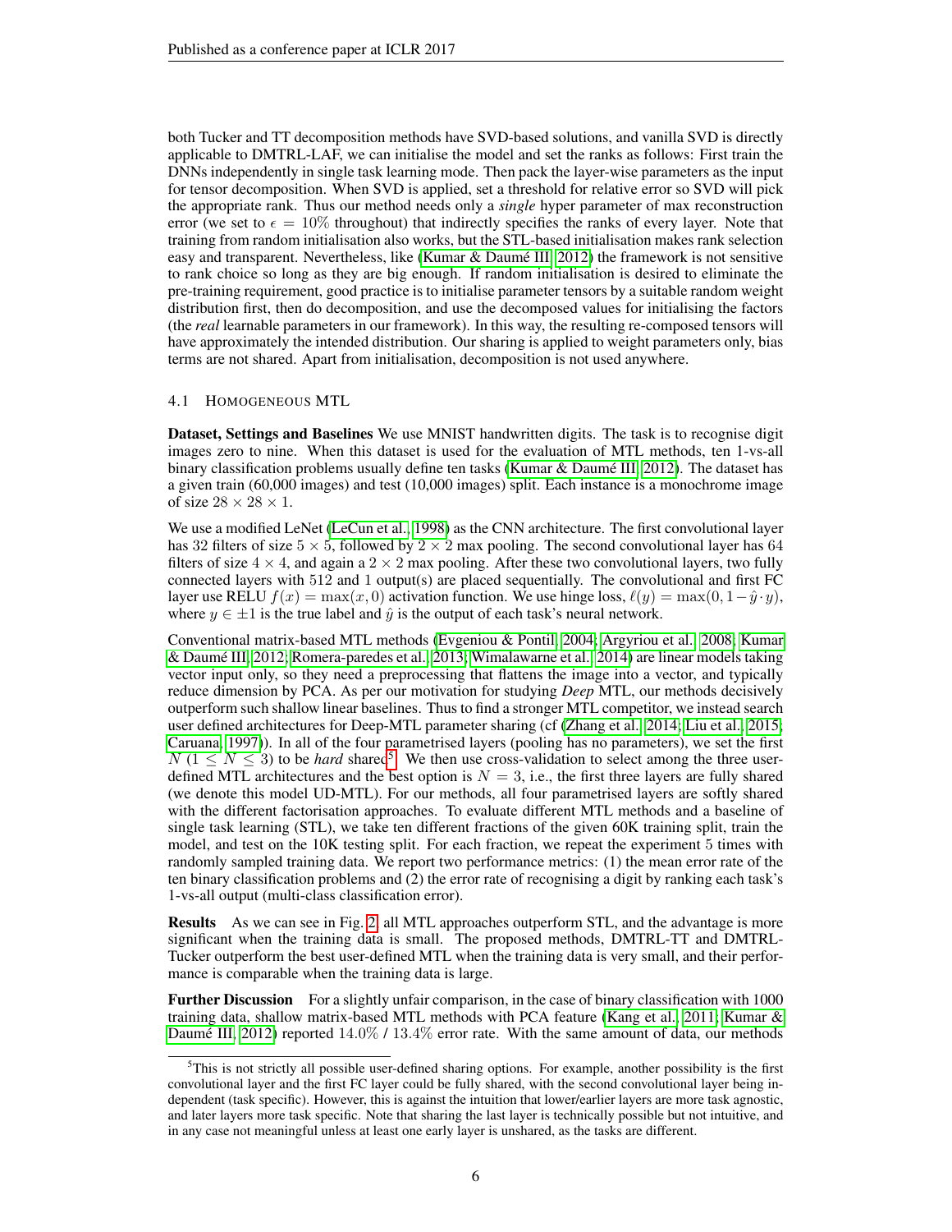both Tucker and TT decomposition methods have SVD-based solutions, and vanilla SVD is directly applicable to DMTRL-LAF, we can initialise the model and set the ranks as follows: First train the DNNs independently in single task learning mode. Then pack the layer-wise parameters as the input for tensor decomposition. When SVD is applied, set a threshold for relative error so SVD will pick the appropriate rank. Thus our method needs only a *single* hyper parameter of max reconstruction error (we set to $\epsilon = 10\%$ throughout) that indirectly specifies the ranks of every layer. Note that training from random initialisation also works, but the STL-based initialisation makes rank selection easy and transparent. Nevertheless, like (Kumar & Daumé III, 2012) the framework is not sensitive to rank choice so long as they are big enough. If random initialisation is desired to eliminate the pre-training requirement, good practice is to initialise parameter tensors by a suitable random weight distribution first, then do decomposition, and use the decomposed values for initialising the factors (the *real* learnable parameters in our framework). In this way, the resulting re-composed tensors will have approximately the intended distribution. Our sharing is applied to weight parameters only, bias terms are not shared. Apart from initialisation, decomposition is not used anywhere.

### 4.1 Homogeneous MTL

**Dataset, Settings and Baselines** We use MNIST handwritten digits. The task is to recognise digit images zero to nine. When this dataset is used for the evaluation of MTL methods, ten 1-vs-all binary classification problems usually define ten tasks (Kumar & Daumé III, 2012). The dataset has a given train (60,000 images) and test (10,000 images) split. Each instance is a monochrome image of size $28 \times 28 \times 1$.

We use a modified LeNet (LeCun et al., 1998) as the CNN architecture. The first convolutional layer has 32 filters of size $5 \times 5$, followed by $2 \times 2$ max pooling. The second convolutional layer has 64 filters of size $4 \times 4$, and again a $2 \times 2$ max pooling. After these two convolutional layers, two fully connected layers with 512 and 1 output(s) are placed sequentially. The convolutional and first FC layer use RELU $f(x) = \max(x, 0)$ activation function. We use hinge loss, $\ell(y) = \max(0, 1 - \hat{y} \cdot y)$, where $y \in \pm 1$ is the true label and $\hat{y}$ is the output of each task's neural network.

Conventional matrix-based MTL methods (Evgeniou & Pontil, 2004; Argyriou et al., 2008; Kumar & Daumé III, 2012; Romera-paredes et al., 2013; Wimalawarne et al., 2014) are linear models taking vector input only, so they need a preprocessing that flattens the image into a vector, and typically reduce dimension by PCA. As per our motivation for studying *Deep* MTL, our methods decisively outperform such shallow linear baselines. Thus to find a stronger MTL competitor, we instead search user defined architectures for Deep-MTL parameter sharing (cf (Zhang et al., 2014; Liu et al., 2015; Caruana, 1997)). In all of the four parametrised layers (pooling has no parameters), we set the first $N$ ($1 \leq N \leq 3$) to be *hard* shared[5]. We then use cross-validation to select among the three user-defined MTL architectures and the best option is $N = 3$, i.e., the first three layers are fully shared (we denote this model UD-MTL). For our methods, all four parametrised layers are softly shared with the different factorisation approaches. To evaluate different MTL methods and a baseline of single task learning (STL), we take ten different fractions of the given 60K training split, train the model, and test on the 10K testing split. For each fraction, we repeat the experiment 5 times with randomly sampled training data. We report two performance metrics: (1) the mean error rate of the ten binary classification problems and (2) the error rate of recognising a digit by ranking each task's 1-vs-all output (multi-class classification error).

**Results** As we can see in Fig. 2, all MTL approaches outperform STL, and the advantage is more significant when the training data is small. The proposed methods, DMTRL-TT and DMTRL-Tucker outperform the best user-defined MTL when the training data is very small, and their performance is comparable when the training data is large.

**Further Discussion** For a slightly unfair comparison, in the case of binary classification with 1000 training data, shallow matrix-based MTL methods with PCA feature (Kang et al., 2011; Kumar & Daumé III, 2012) reported $14.0\%$ / $13.4\%$ error rate. With the same amount of data, our methods

[5] This is not strictly all possible user-defined sharing options. For example, another possibility is the first convolutional layer and the first FC layer could be fully shared, with the second convolutional layer being independent (task specific). However, this is against the intuition that lower/earlier layers are more task agnostic, and later layers more task specific. Note that sharing the last layer is technically possible but not intuitive, and in any case not meaningful unless at least one early layer is unshared, as the tasks are different.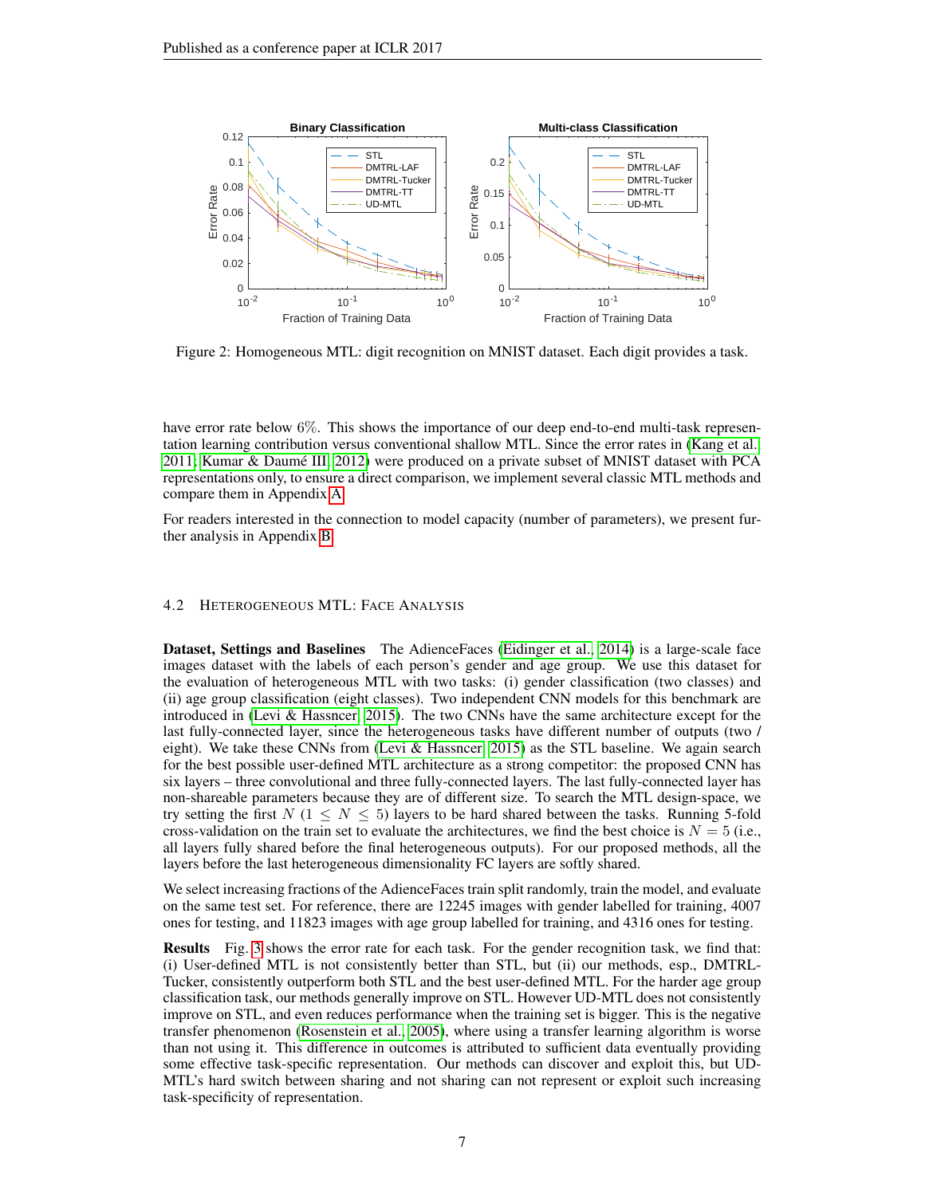Figure 2: Homogeneous MTL: digit recognition on MNIST dataset. Each digit provides a task.

have error rate below 6%. This shows the importance of our deep end-to-end multi-task representation learning contribution versus conventional shallow MTL. Since the error rates in (Kang et al., 2011; Kumar & Daumé III, 2012) were produced on a private subset of MNIST dataset with PCA representations only, to ensure a direct comparison, we implement several classic MTL methods and compare them in Appendix A.

For readers interested in the connection to model capacity (number of parameters), we present further analysis in Appendix B.

### 4.2 Heterogeneous MTL: Face Analysis

**Dataset, Settings and Baselines** The AdienceFaces (Eidinger et al., 2014) is a large-scale face images dataset with the labels of each person's gender and age group. We use this dataset for the evaluation of heterogeneous MTL with two tasks: (i) gender classification (two classes) and (ii) age group classification (eight classes). Two independent CNN models for this benchmark are introduced in (Levi & Hassncer, 2015). The two CNNs have the same architecture except for the last fully-connected layer, since the heterogeneous tasks have different number of outputs (two / eight). We take these CNNs from (Levi & Hassncer, 2015) as the STL baseline. We again search for the best possible user-defined MTL architecture as a strong competitor: the proposed CNN has six layers – three convolutional and three fully-connected layers. The last fully-connected layer has non-shareable parameters because they are of different size. To search the MTL design-space, we try setting the first $N$ ($1 \leq N \leq 5$) layers to be hard shared between the tasks. Running 5-fold cross-validation on the train set to evaluate the architectures, we find the best choice is $N = 5$ (i.e., all layers fully shared before the final heterogeneous outputs). For our proposed methods, all the layers before the last heterogeneous dimensionality FC layers are softly shared.

We select increasing fractions of the AdienceFaces train split randomly, train the model, and evaluate on the same test set. For reference, there are 12245 images with gender labelled for training, 4007 ones for testing, and 11823 images with age group labelled for training, and 4316 ones for testing.

**Results** Fig. 3 shows the error rate for each task. For the gender recognition task, we find that: (i) User-defined MTL is not consistently better than STL, but (ii) our methods, esp., DMTRL-Tucker, consistently outperform both STL and the best user-defined MTL. For the harder age group classification task, our methods generally improve on STL. However UD-MTL does not consistently improve on STL, and even reduces performance when the training set is bigger. This is the negative transfer phenomenon (Rosenstein et al., 2005), where using a transfer learning algorithm is worse than not using it. This difference in outcomes is attributed to sufficient data eventually providing some effective task-specific representation. Our methods can discover and exploit this, but UD-MTL's hard switch between sharing and not sharing can not represent or exploit such increasing task-specificity of representation.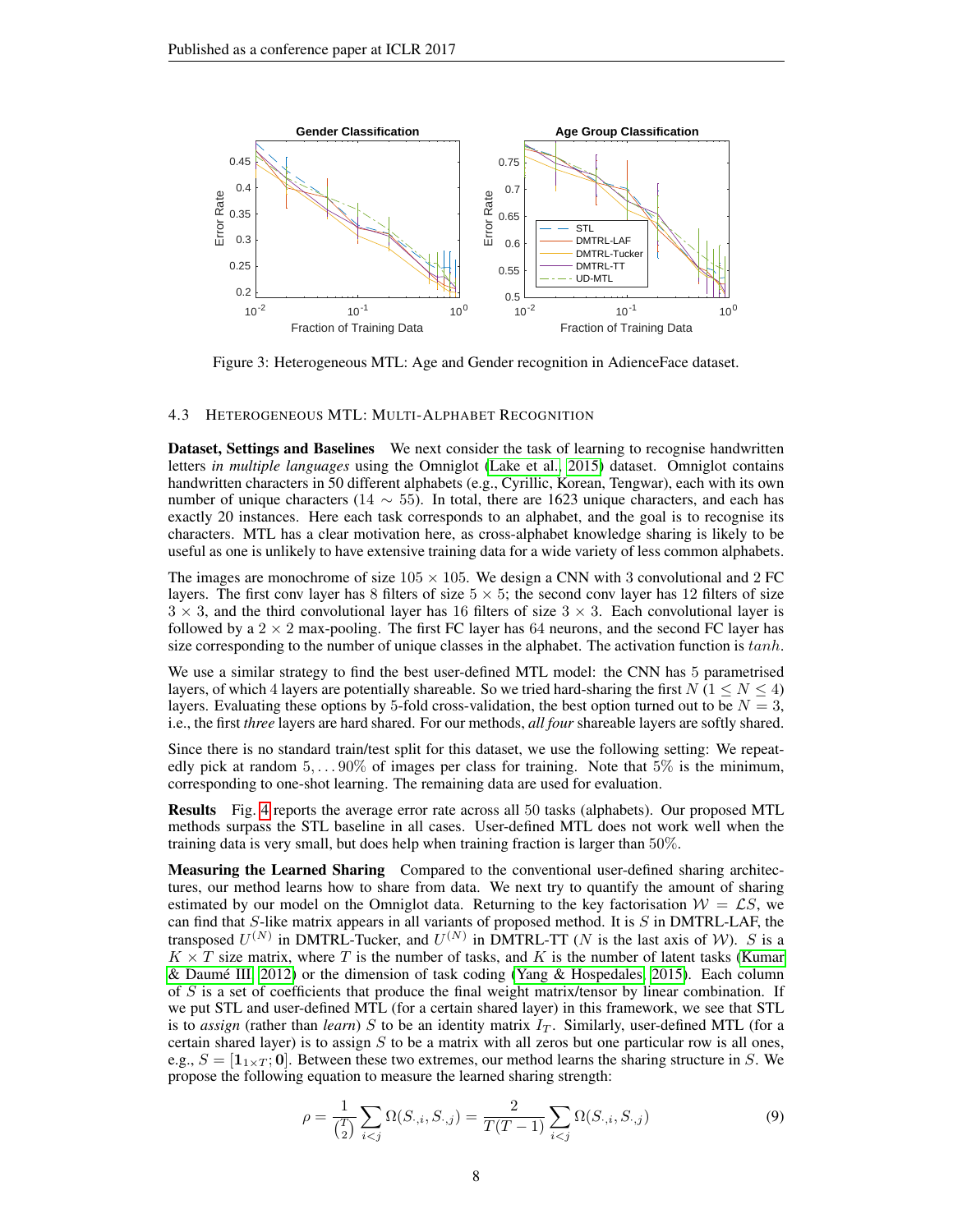Figure 3: Heterogeneous MTL: Age and Gender recognition in AdienceFace dataset.

### 4.3 HETEROGENEOUS MTL: MULTI-ALPHABET RECOGNITION

**Dataset, Settings and Baselines** We next consider the task of learning to recognise handwritten letters *in multiple languages* using the Omniglot (Lake et al., 2015) dataset. Omniglot contains handwritten characters in 50 different alphabets (e.g., Cyrillic, Korean, Tengwar), each with its own number of unique characters ($14 \sim 55$). In total, there are 1623 unique characters, and each has exactly 20 instances. Here each task corresponds to an alphabet, and the goal is to recognise its characters. MTL has a clear motivation here, as cross-alphabet knowledge sharing is likely to be useful as one is unlikely to have extensive training data for a wide variety of less common alphabets.

The images are monochrome of size $105 \times 105$. We design a CNN with 3 convolutional and 2 FC layers. The first conv layer has 8 filters of size $5 \times 5$; the second conv layer has 12 filters of size $3 \times 3$, and the third convolutional layer has 16 filters of size $3 \times 3$. Each convolutional layer is followed by a $2 \times 2$ max-pooling. The first FC layer has 64 neurons, and the second FC layer has size corresponding to the number of unique classes in the alphabet. The activation function is $tanh$.

We use a similar strategy to find the best user-defined MTL model: the CNN has 5 parametrised layers, of which 4 layers are potentially shareable. So we tried hard-sharing the first $N$ ($1 \leq N \leq 4$) layers. Evaluating these options by 5-fold cross-validation, the best option turned out to be $N = 3$, i.e., the first *three* layers are hard shared. For our methods, *all four* shareable layers are softly shared.

Since there is no standard train/test split for this dataset, we use the following setting: We repeatedly pick at random $5, \dots 90\%$ of images per class for training. Note that $5\%$ is the minimum, corresponding to one-shot learning. The remaining data are used for evaluation.

**Results** Fig. 4 reports the average error rate across all 50 tasks (alphabets). Our proposed MTL methods surpass the STL baseline in all cases. User-defined MTL does not work well when the training data is very small, but does help when training fraction is larger than $50\%$.

**Measuring the Learned Sharing** Compared to the conventional user-defined sharing architectures, our method learns how to share from data. We next try to quantify the amount of sharing estimated by our model on the Omniglot data. Returning to the key factorisation $\mathcal{W} = \mathcal{L}S$, we can find that $S$-like matrix appears in all variants of proposed method. It is $S$ in DMTRL-LAF, the transposed $U^{(N)}$ in DMTRL-Tucker, and $U^{(N)}$ in DMTRL-TT ($N$ is the last axis of $\mathcal{W}$). $S$ is a $K \times T$ size matrix, where $T$ is the number of tasks, and $K$ is the number of latent tasks (Kumar & Daumé III, 2012) or the dimension of task coding (Yang & Hospedales, 2015). Each column of $S$ is a set of coefficients that produce the final weight matrix/tensor by linear combination. If we put STL and user-defined MTL (for a certain shared layer) in this framework, we see that STL is to *assign* (rather than *learn*) $S$ to be an identity matrix $I_T$. Similarly, user-defined MTL (for a certain shared layer) is to assign $S$ to be a matrix with all zeros but one particular row is all ones, e.g., $S = [\mathbf{1}_{1 \times T}; \mathbf{0}]$. Between these two extremes, our method learns the sharing structure in $S$. We propose the following equation to measure the learned sharing strength:

$$\rho = \frac{1}{\binom{T}{2}} \sum_{i<j} \Omega(S_{\cdot,i}, S_{\cdot,j}) = \frac{2}{T(T-1)} \sum_{i<j} \Omega(S_{\cdot,i}, S_{\cdot,j}) \tag{9}$$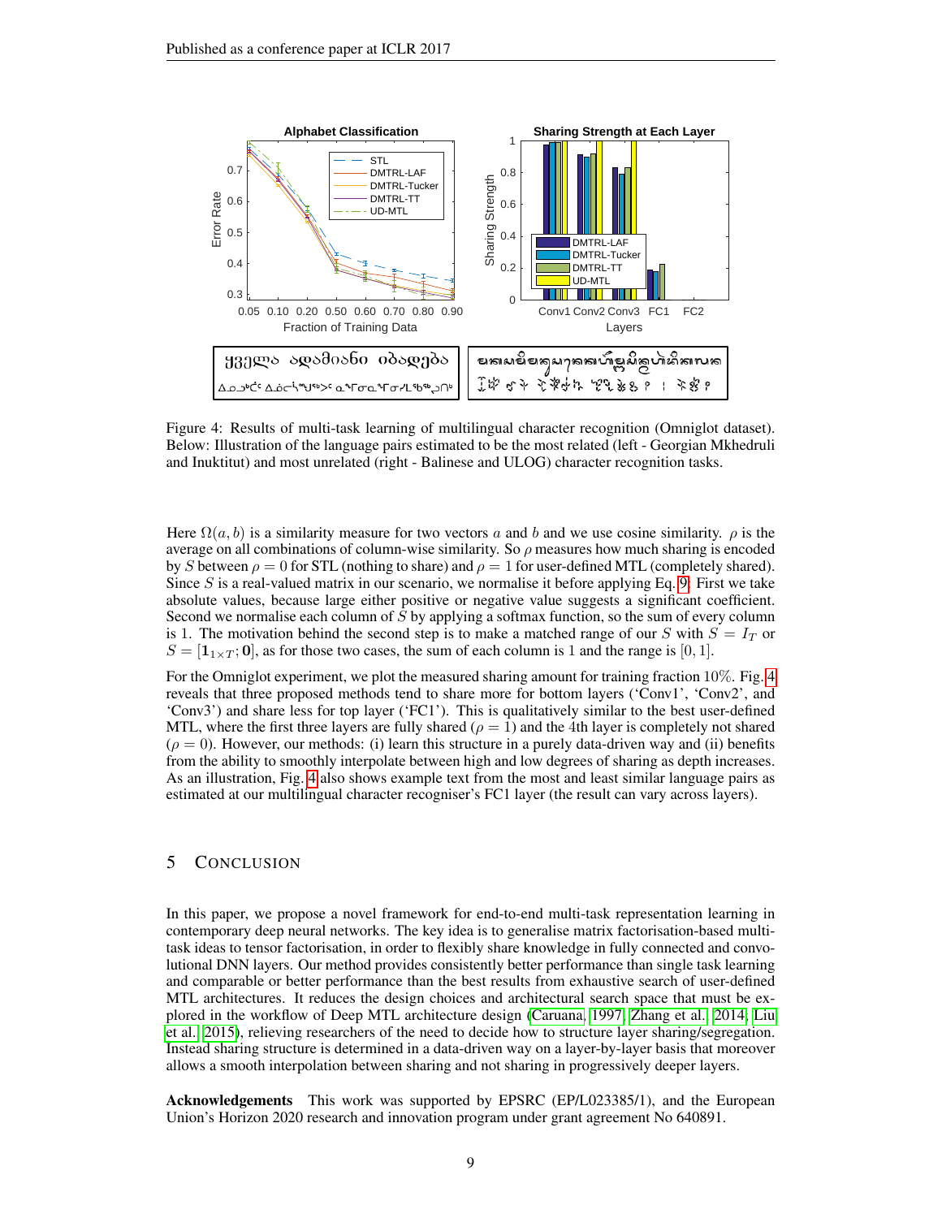Figure 4: Results of multi-task learning of multilingual character recognition (Omniglot dataset). Below: Illustration of the language pairs estimated to be the most related (left - Georgian Mkhedruli and Inuktitut) and most unrelated (right - Balinese and ULOG) character recognition tasks.

Here $\Omega(a, b)$ is a similarity measure for two vectors $a$ and $b$ and we use cosine similarity. $\rho$ is the average on all combinations of column-wise similarity. So $\rho$ measures how much sharing is encoded by $S$ between $\rho = 0$ for STL (nothing to share) and $\rho = 1$ for user-defined MTL (completely shared). Since $S$ is a real-valued matrix in our scenario, we normalise it before applying Eq. 9: First we take absolute values, because large either positive or negative value suggests a significant coefficient. Second we normalise each column of $S$ by applying a softmax function, so the sum of every column is 1. The motivation behind the second step is to make a matched range of our $S$ with $S = I_T$ or $S = [\mathbf{1}_{1\times T}; \mathbf{0}]$, as for those two cases, the sum of each column is 1 and the range is $[0, 1]$.

For the Omniglot experiment, we plot the measured sharing amount for training fraction 10%. Fig. 4 reveals that three proposed methods tend to share more for bottom layers ('Conv1', 'Conv2', and 'Conv3') and share less for top layer ('FC1'). This is qualitatively similar to the best user-defined MTL, where the first three layers are fully shared ($\rho = 1$) and the 4th layer is completely not shared ($\rho = 0$). However, our methods: (i) learn this structure in a purely data-driven way and (ii) benefits from the ability to smoothly interpolate between high and low degrees of sharing as depth increases. As an illustration, Fig. 4 also shows example text from the most and least similar language pairs as estimated at our multilingual character recogniser's FC1 layer (the result can vary across layers).

## 5 Conclusion

In this paper, we propose a novel framework for end-to-end multi-task representation learning in contemporary deep neural networks. The key idea is to generalise matrix factorisation-based multi-task ideas to tensor factorisation, in order to flexibly share knowledge in fully connected and convolutional DNN layers. Our method provides consistently better performance than single task learning and comparable or better performance than the best results from exhaustive search of user-defined MTL architectures. It reduces the design choices and architectural search space that must be explored in the workflow of Deep MTL architecture design (Caruana, 1997; Zhang et al., 2014; Liu et al., 2015), relieving researchers of the need to decide how to structure layer sharing/segregation. Instead sharing structure is determined in a data-driven way on a layer-by-layer basis that moreover allows a smooth interpolation between sharing and not sharing in progressively deeper layers.

**Acknowledgements** This work was supported by EPSRC (EP/L023385/1), and the European Union's Horizon 2020 research and innovation program under grant agreement No 640891.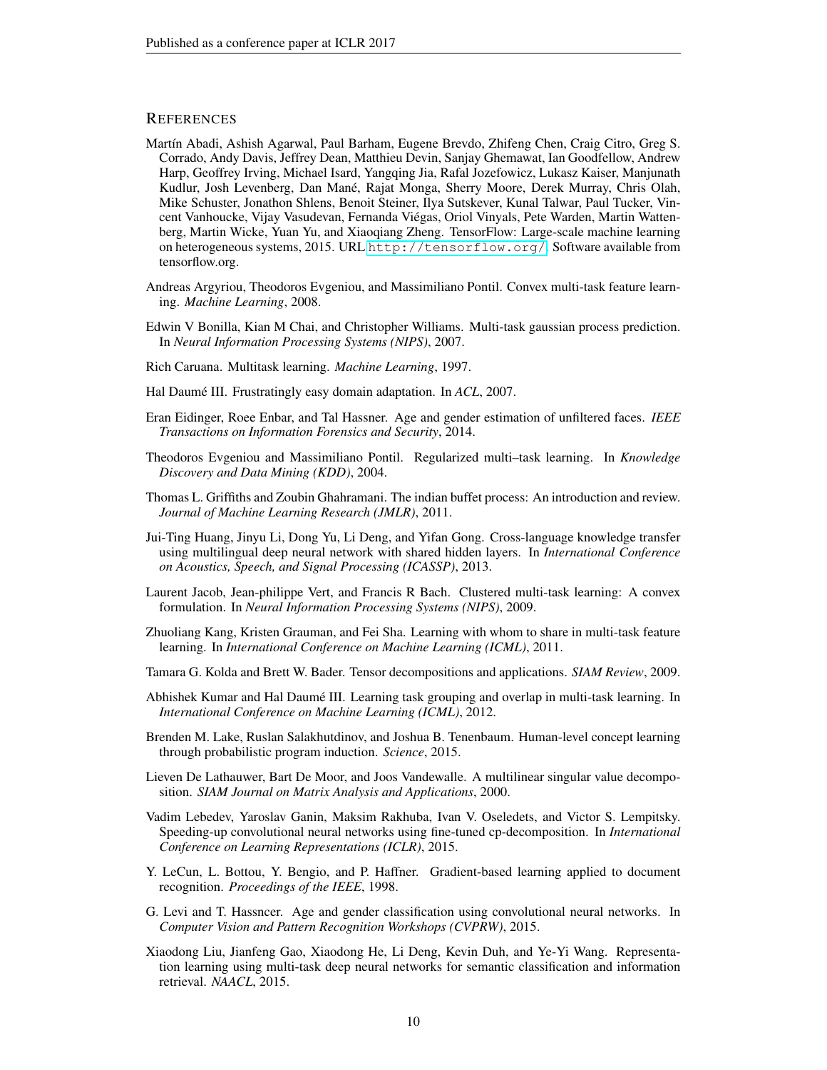## References

Martín Abadi, Ashish Agarwal, Paul Barham, Eugene Brevdo, Zhifeng Chen, Craig Citro, Greg S. Corrado, Andy Davis, Jeffrey Dean, Matthieu Devin, Sanjay Ghemawat, Ian Goodfellow, Andrew Harp, Geoffrey Irving, Michael Isard, Yangqing Jia, Rafal Jozefowicz, Lukasz Kaiser, Manjunath Kudlur, Josh Levenberg, Dan Mané, Rajat Monga, Sherry Moore, Derek Murray, Chris Olah, Mike Schuster, Jonathon Shlens, Benoit Steiner, Ilya Sutskever, Kunal Talwar, Paul Tucker, Vincent Vanhoucke, Vijay Vasudevan, Fernanda Viégas, Oriol Vinyals, Pete Warden, Martin Wattenberg, Martin Wicke, Yuan Yu, and Xiaoqiang Zheng. TensorFlow: Large-scale machine learning on heterogeneous systems, 2015. URL http://tensorflow.org/. Software available from tensorflow.org.

Andreas Argyriou, Theodoros Evgeniou, and Massimiliano Pontil. Convex multi-task feature learning. *Machine Learning*, 2008.

Edwin V Bonilla, Kian M Chai, and Christopher Williams. Multi-task gaussian process prediction. In *Neural Information Processing Systems (NIPS)*, 2007.

Rich Caruana. Multitask learning. *Machine Learning*, 1997.

Hal Daumé III. Frustratingly easy domain adaptation. In *ACL*, 2007.

Eran Eidinger, Roee Enbar, and Tal Hassner. Age and gender estimation of unfiltered faces. *IEEE Transactions on Information Forensics and Security*, 2014.

Theodoros Evgeniou and Massimiliano Pontil. Regularized multi–task learning. In *Knowledge Discovery and Data Mining (KDD)*, 2004.

Thomas L. Griffiths and Zoubin Ghahramani. The indian buffet process: An introduction and review. *Journal of Machine Learning Research (JMLR)*, 2011.

Jui-Ting Huang, Jinyu Li, Dong Yu, Li Deng, and Yifan Gong. Cross-language knowledge transfer using multilingual deep neural network with shared hidden layers. In *International Conference on Acoustics, Speech, and Signal Processing (ICASSP)*, 2013.

Laurent Jacob, Jean-philippe Vert, and Francis R Bach. Clustered multi-task learning: A convex formulation. In *Neural Information Processing Systems (NIPS)*, 2009.

Zhuoliang Kang, Kristen Grauman, and Fei Sha. Learning with whom to share in multi-task feature learning. In *International Conference on Machine Learning (ICML)*, 2011.

Tamara G. Kolda and Brett W. Bader. Tensor decompositions and applications. *SIAM Review*, 2009.

Abhishek Kumar and Hal Daumé III. Learning task grouping and overlap in multi-task learning. In *International Conference on Machine Learning (ICML)*, 2012.

Brenden M. Lake, Ruslan Salakhutdinov, and Joshua B. Tenenbaum. Human-level concept learning through probabilistic program induction. *Science*, 2015.

Lieven De Lathauwer, Bart De Moor, and Joos Vandewalle. A multilinear singular value decomposition. *SIAM Journal on Matrix Analysis and Applications*, 2000.

Vadim Lebedev, Yaroslav Ganin, Maksim Rakhuba, Ivan V. Oseledets, and Victor S. Lempitsky. Speeding-up convolutional neural networks using fine-tuned cp-decomposition. In *International Conference on Learning Representations (ICLR)*, 2015.

Y. LeCun, L. Bottou, Y. Bengio, and P. Haffner. Gradient-based learning applied to document recognition. *Proceedings of the IEEE*, 1998.

G. Levi and T. Hassncer. Age and gender classification using convolutional neural networks. In *Computer Vision and Pattern Recognition Workshops (CVPRW)*, 2015.

Xiaodong Liu, Jianfeng Gao, Xiaodong He, Li Deng, Kevin Duh, and Ye-Yi Wang. Representation learning using multi-task deep neural networks for semantic classification and information retrieval. *NAACL*, 2015.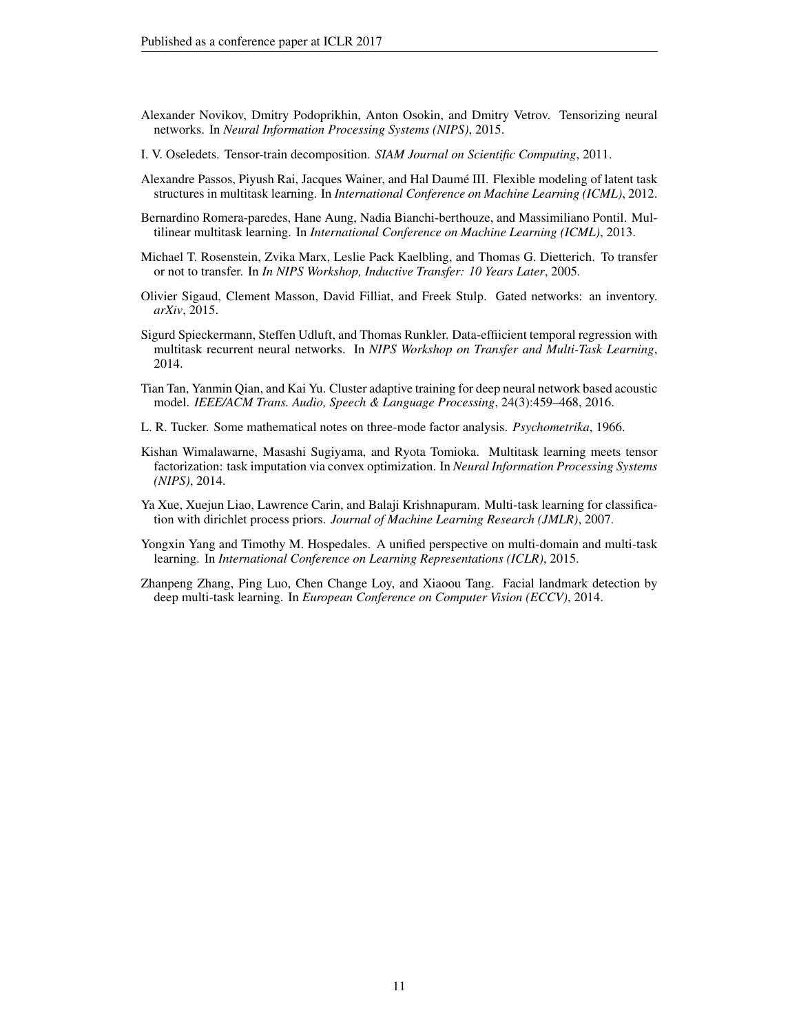Alexander Novikov, Dmitry Podoprikhin, Anton Osokin, and Dmitry Vetrov. Tensorizing neural networks. In *Neural Information Processing Systems (NIPS)*, 2015.

I. V. Oseledets. Tensor-train decomposition. *SIAM Journal on Scientific Computing*, 2011.

Alexandre Passos, Piyush Rai, Jacques Wainer, and Hal Daumé III. Flexible modeling of latent task structures in multitask learning. In *International Conference on Machine Learning (ICML)*, 2012.

Bernardino Romera-paredes, Hane Aung, Nadia Bianchi-berthouze, and Massimiliano Pontil. Multilinear multitask learning. In *International Conference on Machine Learning (ICML)*, 2013.

Michael T. Rosenstein, Zvika Marx, Leslie Pack Kaelbling, and Thomas G. Dietterich. To transfer or not to transfer. In *In NIPS Workshop, Inductive Transfer: 10 Years Later*, 2005.

Olivier Sigaud, Clement Masson, David Filliat, and Freek Stulp. Gated networks: an inventory. *arXiv*, 2015.

Sigurd Spieckermann, Steffen Udluft, and Thomas Runkler. Data-effiicient temporal regression with multitask recurrent neural networks. In *NIPS Workshop on Transfer and Multi-Task Learning*, 2014.

Tian Tan, Yanmin Qian, and Kai Yu. Cluster adaptive training for deep neural network based acoustic model. *IEEE/ACM Trans. Audio, Speech & Language Processing*, 24(3):459–468, 2016.

L. R. Tucker. Some mathematical notes on three-mode factor analysis. *Psychometrika*, 1966.

Kishan Wimalawarne, Masashi Sugiyama, and Ryota Tomioka. Multitask learning meets tensor factorization: task imputation via convex optimization. In *Neural Information Processing Systems (NIPS)*, 2014.

Ya Xue, Xuejun Liao, Lawrence Carin, and Balaji Krishnapuram. Multi-task learning for classification with dirichlet process priors. *Journal of Machine Learning Research (JMLR)*, 2007.

Yongxin Yang and Timothy M. Hospedales. A unified perspective on multi-domain and multi-task learning. In *International Conference on Learning Representations (ICLR)*, 2015.

Zhanpeng Zhang, Ping Luo, Chen Change Loy, and Xiaoou Tang. Facial landmark detection by deep multi-task learning. In *European Conference on Computer Vision (ECCV)*, 2014.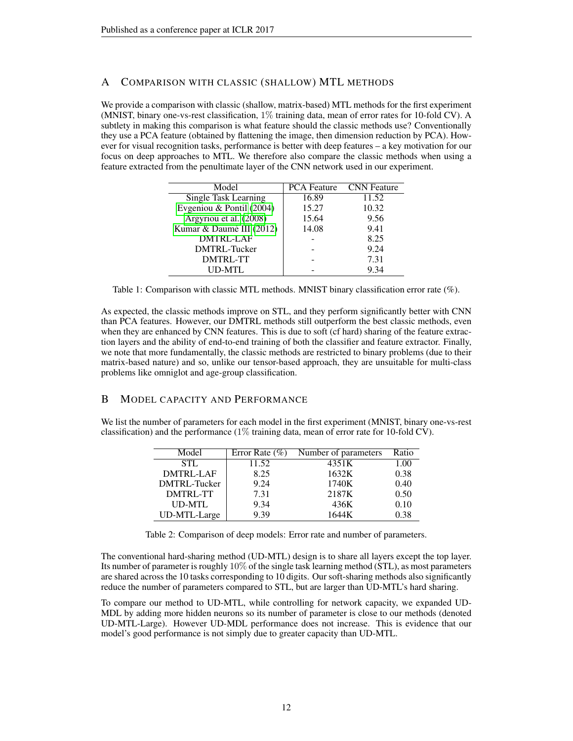## A COMPARISON WITH CLASSIC (SHALLOW) MTL METHODS

We provide a comparison with classic (shallow, matrix-based) MTL methods for the first experiment (MNIST, binary one-vs-rest classification, 1% training data, mean of error rates for 10-fold CV). A subtlety in making this comparison is what feature should the classic methods use? Conventionally they use a PCA feature (obtained by flattening the image, then dimension reduction by PCA). However for visual recognition tasks, performance is better with deep features – a key motivation for our focus on deep approaches to MTL. We therefore also compare the classic methods when using a feature extracted from the penultimate layer of the CNN network used in our experiment.

| Model | PCA Feature | CNN Feature |
|---|---|---|
| Single Task Learning | 16.89 | 11.52 |
| Evgeniou & Pontil (2004) | 15.27 | 10.32 |
| Argyriou et al. (2008) | 15.64 | 9.56 |
| Kumar & Daume III (2012) | 14.08 | 9.41 |
| DMTRL-LAF | - | 8.25 |
| DMTRL-Tucker | - | 9.24 |
| DMTRL-TT | - | 7.31 |
| UD-MTL | - | 9.34 |

Table 1: Comparison with classic MTL methods. MNIST binary classification error rate (%).

As expected, the classic methods improve on STL, and they perform significantly better with CNN than PCA features. However, our DMTRL methods still outperform the best classic methods, even when they are enhanced by CNN features. This is due to soft (cf hard) sharing of the feature extraction layers and the ability of end-to-end training of both the classifier and feature extractor. Finally, we note that more fundamentally, the classic methods are restricted to binary problems (due to their matrix-based nature) and so, unlike our tensor-based approach, they are unsuitable for multi-class problems like omniglot and age-group classification.

## B MODEL CAPACITY AND PERFORMANCE

We list the number of parameters for each model in the first experiment (MNIST, binary one-vs-rest classification) and the performance (1% training data, mean of error rate for 10-fold CV).

| Model | Error Rate (%) | Number of parameters | Ratio |
|---|---|---|---|
| STL | 11.52 | 4351K | 1.00 |
| DMTRL-LAF | 8.25 | 1632K | 0.38 |
| DMTRL-Tucker | 9.24 | 1740K | 0.40 |
| DMTRL-TT | 7.31 | 2187K | 0.50 |
| UD-MTL | 9.34 | 436K | 0.10 |
| UD-MTL-Large | 9.39 | 1644K | 0.38 |

Table 2: Comparison of deep models: Error rate and number of parameters.

The conventional hard-sharing method (UD-MTL) design is to share all layers except the top layer. Its number of parameter is roughly 10% of the single task learning method (STL), as most parameters are shared across the 10 tasks corresponding to 10 digits. Our soft-sharing methods also significantly reduce the number of parameters compared to STL, but are larger than UD-MTL's hard sharing.

To compare our method to UD-MTL, while controlling for network capacity, we expanded UD-MDL by adding more hidden neurons so its number of parameter is close to our methods (denoted UD-MTL-Large). However UD-MDL performance does not increase. This is evidence that our model's good performance is not simply due to greater capacity than UD-MTL.